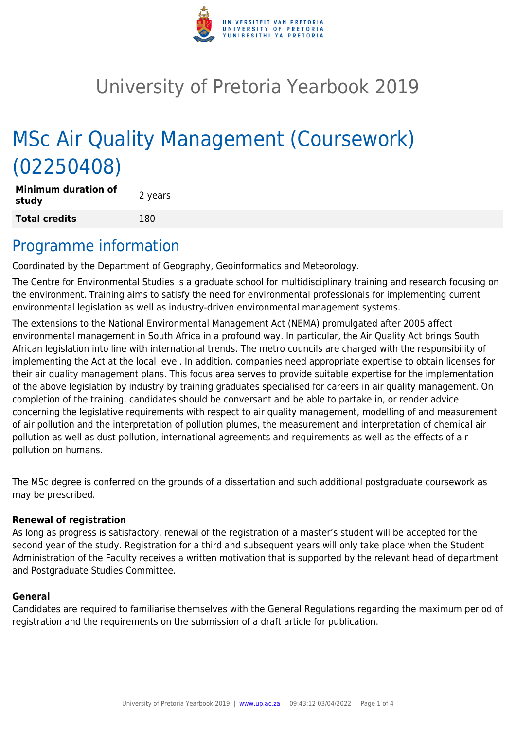# University of Pretoria Yearbook 2019

## MSc Air Quality Management (Coursework) (02250408)

| **Minimum duration of study** | 2 years |
|---|---|
| **Total credits** | 180 |

## Programme information

Coordinated by the Department of Geography, Geoinformatics and Meteorology.

The Centre for Environmental Studies is a graduate school for multidisciplinary training and research focusing on the environment. Training aims to satisfy the need for environmental professionals for implementing current environmental legislation as well as industry-driven environmental management systems.

The extensions to the National Environmental Management Act (NEMA) promulgated after 2005 affect environmental management in South Africa in a profound way. In particular, the Air Quality Act brings South African legislation into line with international trends. The metro councils are charged with the responsibility of implementing the Act at the local level. In addition, companies need appropriate expertise to obtain licenses for their air quality management plans. This focus area serves to provide suitable expertise for the implementation of the above legislation by industry by training graduates specialised for careers in air quality management. On completion of the training, candidates should be conversant and be able to partake in, or render advice concerning the legislative requirements with respect to air quality management, modelling of and measurement of air pollution and the interpretation of pollution plumes, the measurement and interpretation of chemical air pollution as well as dust pollution, international agreements and requirements as well as the effects of air pollution on humans.

The MSc degree is conferred on the grounds of a dissertation and such additional postgraduate coursework as may be prescribed.

#### Renewal of registration

As long as progress is satisfactory, renewal of the registration of a master's student will be accepted for the second year of the study. Registration for a third and subsequent years will only take place when the Student Administration of the Faculty receives a written motivation that is supported by the relevant head of department and Postgraduate Studies Committee.

#### General

Candidates are required to familiarise themselves with the General Regulations regarding the maximum period of registration and the requirements on the submission of a draft article for publication.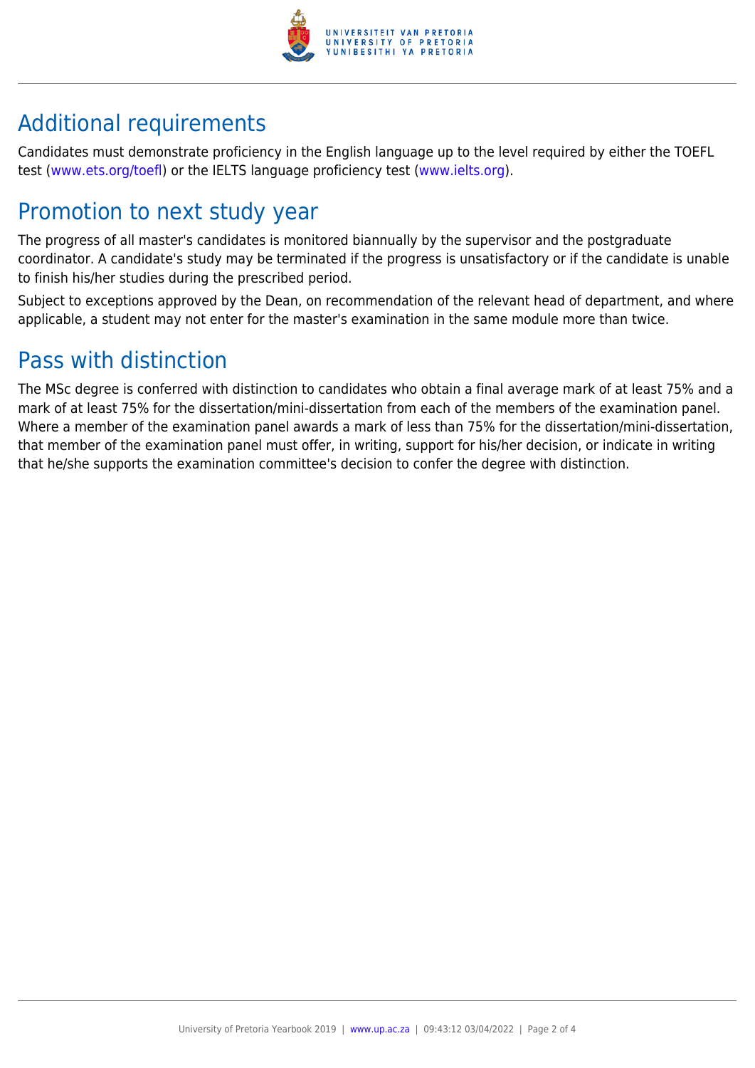## Additional requirements

Candidates must demonstrate proficiency in the English language up to the level required by either the TOEFL test (www.ets.org/toefl) or the IELTS language proficiency test (www.ielts.org).

## Promotion to next study year

The progress of all master's candidates is monitored biannually by the supervisor and the postgraduate coordinator. A candidate's study may be terminated if the progress is unsatisfactory or if the candidate is unable to finish his/her studies during the prescribed period.

Subject to exceptions approved by the Dean, on recommendation of the relevant head of department, and where applicable, a student may not enter for the master's examination in the same module more than twice.

## Pass with distinction

The MSc degree is conferred with distinction to candidates who obtain a final average mark of at least 75% and a mark of at least 75% for the dissertation/mini-dissertation from each of the members of the examination panel. Where a member of the examination panel awards a mark of less than 75% for the dissertation/mini-dissertation, that member of the examination panel must offer, in writing, support for his/her decision, or indicate in writing that he/she supports the examination committee's decision to confer the degree with distinction.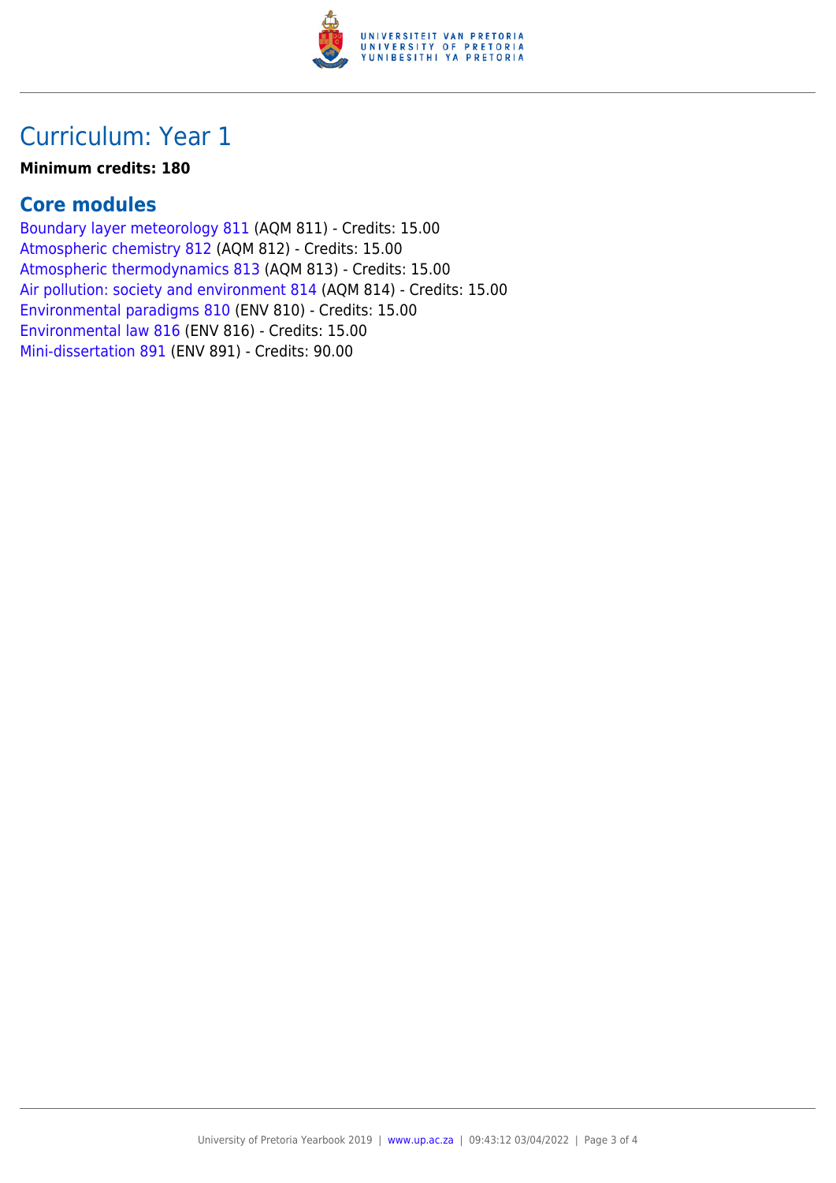# Curriculum: Year 1

**Minimum credits: 180**

## Core modules

Boundary layer meteorology 811 (AQM 811) - Credits: 15.00
Atmospheric chemistry 812 (AQM 812) - Credits: 15.00
Atmospheric thermodynamics 813 (AQM 813) - Credits: 15.00
Air pollution: society and environment 814 (AQM 814) - Credits: 15.00
Environmental paradigms 810 (ENV 810) - Credits: 15.00
Environmental law 816 (ENV 816) - Credits: 15.00
Mini-dissertation 891 (ENV 891) - Credits: 90.00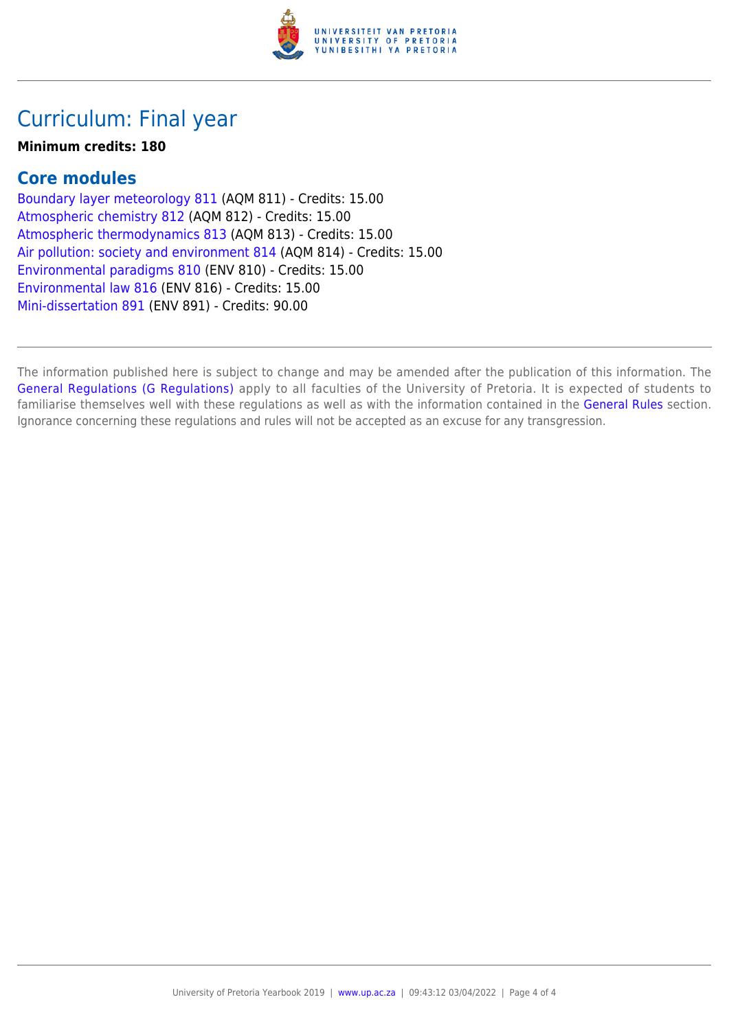# Curriculum: Final year

**Minimum credits: 180**

## Core modules

Boundary layer meteorology 811 (AQM 811) - Credits: 15.00
Atmospheric chemistry 812 (AQM 812) - Credits: 15.00
Atmospheric thermodynamics 813 (AQM 813) - Credits: 15.00
Air pollution: society and environment 814 (AQM 814) - Credits: 15.00
Environmental paradigms 810 (ENV 810) - Credits: 15.00
Environmental law 816 (ENV 816) - Credits: 15.00
Mini-dissertation 891 (ENV 891) - Credits: 90.00

The information published here is subject to change and may be amended after the publication of this information. The General Regulations (G Regulations) apply to all faculties of the University of Pretoria. It is expected of students to familiarise themselves well with these regulations as well as with the information contained in the General Rules section. Ignorance concerning these regulations and rules will not be accepted as an excuse for any transgression.